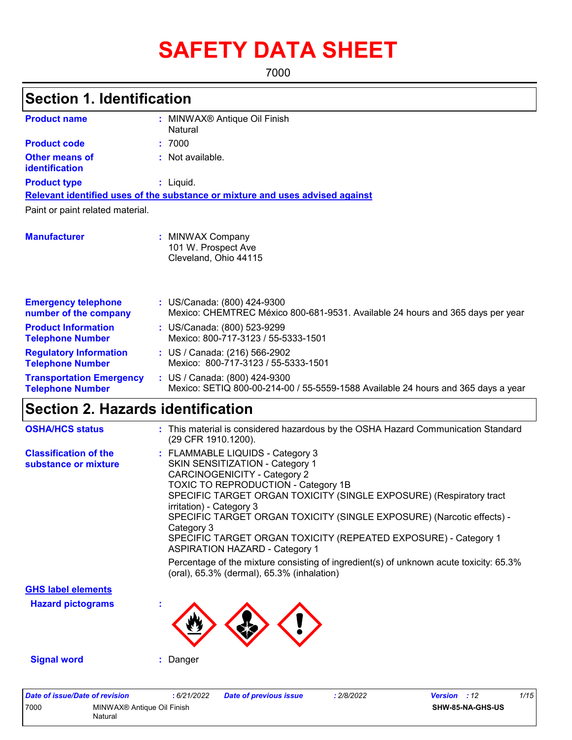# SAFETY DATA SHEET

7000

## Section 1. Identification

| | | |
|---|---|---|
| **Product name** | : | MINWAX® Antique Oil Finish<br>Natural |
| **Product code** | : | 7000 |
| **Other means of identification** | : | Not available. |
| **Product type** | : | Liquid. |

**Relevant identified uses of the substance or mixture and uses advised against**

Paint or paint related material.

| | | |
|---|---|---|
| **Manufacturer** | : | MINWAX Company<br>101 W. Prospect Ave<br>Cleveland, Ohio 44115 |
| **Emergency telephone number of the company** | : | US/Canada: (800) 424-9300<br>Mexico: CHEMTREC México 800-681-9531. Available 24 hours and 365 days per year |
| **Product Information Telephone Number** | : | US/Canada: (800) 523-9299<br>Mexico: 800-717-3123 / 55-5333-1501 |
| **Regulatory Information Telephone Number** | : | US / Canada: (216) 566-2902<br>Mexico: 800-717-3123 / 55-5333-1501 |
| **Transportation Emergency Telephone Number** | : | US / Canada: (800) 424-9300<br>Mexico: SETIQ 800-00-214-00 / 55-5559-1588 Available 24 hours and 365 days a year |

## Section 2. Hazards identification

| | | |
|---|---|---|
| **OSHA/HCS status** | : | This material is considered hazardous by the OSHA Hazard Communication Standard (29 CFR 1910.1200). |
| **Classification of the substance or mixture** | : | FLAMMABLE LIQUIDS - Category 3<br>SKIN SENSITIZATION - Category 1<br>CARCINOGENICITY - Category 2<br>TOXIC TO REPRODUCTION - Category 1B<br>SPECIFIC TARGET ORGAN TOXICITY (SINGLE EXPOSURE) (Respiratory tract irritation) - Category 3<br>SPECIFIC TARGET ORGAN TOXICITY (SINGLE EXPOSURE) (Narcotic effects) - Category 3<br>SPECIFIC TARGET ORGAN TOXICITY (REPEATED EXPOSURE) - Category 1<br>ASPIRATION HAZARD - Category 1<br><br>Percentage of the mixture consisting of ingredient(s) of unknown acute toxicity: 65.3% (oral), 65.3% (dermal), 65.3% (inhalation) |

**GHS label elements**

| | | |
|---|---|---|
| **Hazard pictograms** | : | |
| **Signal word** | : | Danger |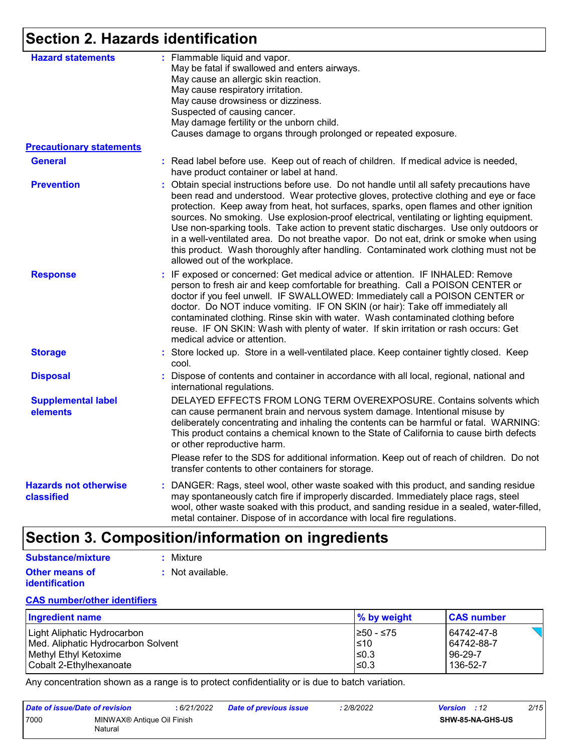## Section 2. Hazards identification

**Hazard statements** : Flammable liquid and vapor.
May be fatal if swallowed and enters airways.
May cause an allergic skin reaction.
May cause respiratory irritation.
May cause drowsiness or dizziness.
Suspected of causing cancer.
May damage fertility or the unborn child.
Causes damage to organs through prolonged or repeated exposure.

**Precautionary statements**

**General** : Read label before use. Keep out of reach of children. If medical advice is needed, have product container or label at hand.

**Prevention** : Obtain special instructions before use. Do not handle until all safety precautions have been read and understood. Wear protective gloves, protective clothing and eye or face protection. Keep away from heat, hot surfaces, sparks, open flames and other ignition sources. No smoking. Use explosion-proof electrical, ventilating or lighting equipment. Use non-sparking tools. Take action to prevent static discharges. Use only outdoors or in a well-ventilated area. Do not breathe vapor. Do not eat, drink or smoke when using this product. Wash thoroughly after handling. Contaminated work clothing must not be allowed out of the workplace.

**Response** : IF exposed or concerned: Get medical advice or attention. IF INHALED: Remove person to fresh air and keep comfortable for breathing. Call a POISON CENTER or doctor if you feel unwell. IF SWALLOWED: Immediately call a POISON CENTER or doctor. Do NOT induce vomiting. IF ON SKIN (or hair): Take off immediately all contaminated clothing. Rinse skin with water. Wash contaminated clothing before reuse. IF ON SKIN: Wash with plenty of water. If skin irritation or rash occurs: Get medical advice or attention.

**Storage** : Store locked up. Store in a well-ventilated place. Keep container tightly closed. Keep cool.

**Disposal** : Dispose of contents and container in accordance with all local, regional, national and international regulations.

**Supplemental label elements** DELAYED EFFECTS FROM LONG TERM OVEREXPOSURE. Contains solvents which can cause permanent brain and nervous system damage. Intentional misuse by deliberately concentrating and inhaling the contents can be harmful or fatal. WARNING: This product contains a chemical known to the State of California to cause birth defects or other reproductive harm.

Please refer to the SDS for additional information. Keep out of reach of children. Do not transfer contents to other containers for storage.

**Hazards not otherwise classified** : DANGER: Rags, steel wool, other waste soaked with this product, and sanding residue may spontaneously catch fire if improperly discarded. Immediately place rags, steel wool, other waste soaked with this product, and sanding residue in a sealed, water-filled, metal container. Dispose of in accordance with local fire regulations.

## Section 3. Composition/information on ingredients

**Substance/mixture** : Mixture

**Other means of identification** : Not available.

**CAS number/other identifiers**

| Ingredient name | % by weight | CAS number |
|---|---|---|
| Light Aliphatic Hydrocarbon | ≥50 - ≤75 | 64742-47-8 |
| Med. Aliphatic Hydrocarbon Solvent | ≤10 | 64742-88-7 |
| Methyl Ethyl Ketoxime | ≤0.3 | 96-29-7 |
| Cobalt 2-Ethylhexanoate | ≤0.3 | 136-52-7 |

Any concentration shown as a range is to protect confidentiality or is due to batch variation.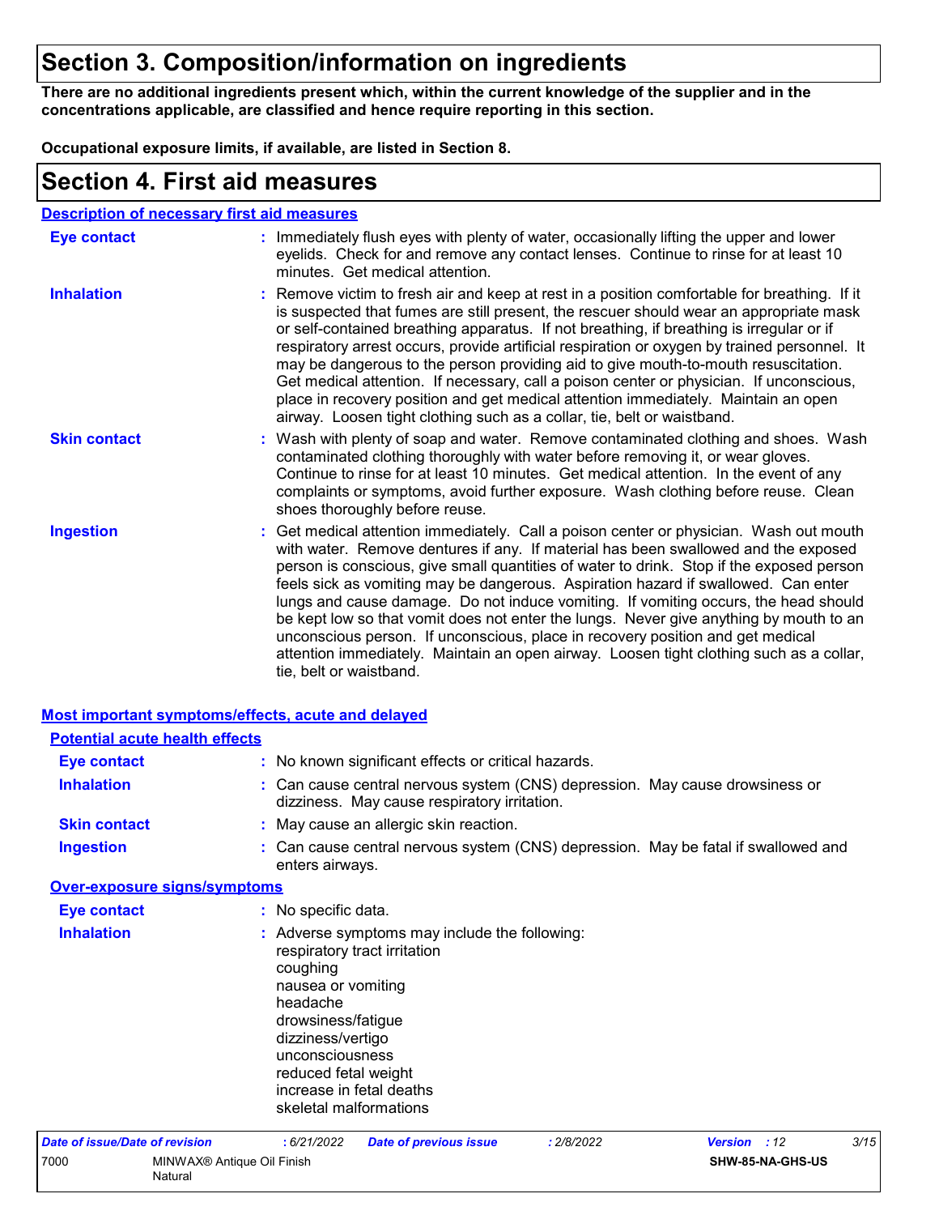# Section 3. Composition/information on ingredients

**There are no additional ingredients present which, within the current knowledge of the supplier and in the concentrations applicable, are classified and hence require reporting in this section.**

**Occupational exposure limits, if available, are listed in Section 8.**

# Section 4. First aid measures

## Description of necessary first aid measures

**Eye contact** : Immediately flush eyes with plenty of water, occasionally lifting the upper and lower eyelids. Check for and remove any contact lenses. Continue to rinse for at least 10 minutes. Get medical attention.

**Inhalation** : Remove victim to fresh air and keep at rest in a position comfortable for breathing. If it is suspected that fumes are still present, the rescuer should wear an appropriate mask or self-contained breathing apparatus. If not breathing, if breathing is irregular or if respiratory arrest occurs, provide artificial respiration or oxygen by trained personnel. It may be dangerous to the person providing aid to give mouth-to-mouth resuscitation. Get medical attention. If necessary, call a poison center or physician. If unconscious, place in recovery position and get medical attention immediately. Maintain an open airway. Loosen tight clothing such as a collar, tie, belt or waistband.

**Skin contact** : Wash with plenty of soap and water. Remove contaminated clothing and shoes. Wash contaminated clothing thoroughly with water before removing it, or wear gloves. Continue to rinse for at least 10 minutes. Get medical attention. In the event of any complaints or symptoms, avoid further exposure. Wash clothing before reuse. Clean shoes thoroughly before reuse.

**Ingestion** : Get medical attention immediately. Call a poison center or physician. Wash out mouth with water. Remove dentures if any. If material has been swallowed and the exposed person is conscious, give small quantities of water to drink. Stop if the exposed person feels sick as vomiting may be dangerous. Aspiration hazard if swallowed. Can enter lungs and cause damage. Do not induce vomiting. If vomiting occurs, the head should be kept low so that vomit does not enter the lungs. Never give anything by mouth to an unconscious person. If unconscious, place in recovery position and get medical attention immediately. Maintain an open airway. Loosen tight clothing such as a collar, tie, belt or waistband.

## Most important symptoms/effects, acute and delayed

### Potential acute health effects

**Eye contact** : No known significant effects or critical hazards.

**Inhalation** : Can cause central nervous system (CNS) depression. May cause drowsiness or dizziness. May cause respiratory irritation.

**Skin contact** : May cause an allergic skin reaction.

**Ingestion** : Can cause central nervous system (CNS) depression. May be fatal if swallowed and enters airways.

### Over-exposure signs/symptoms

**Eye contact** : No specific data.

**Inhalation** : Adverse symptoms may include the following:
respiratory tract irritation
coughing
nausea or vomiting
headache
drowsiness/fatigue
dizziness/vertigo
unconsciousness
reduced fetal weight
increase in fetal deaths
skeletal malformations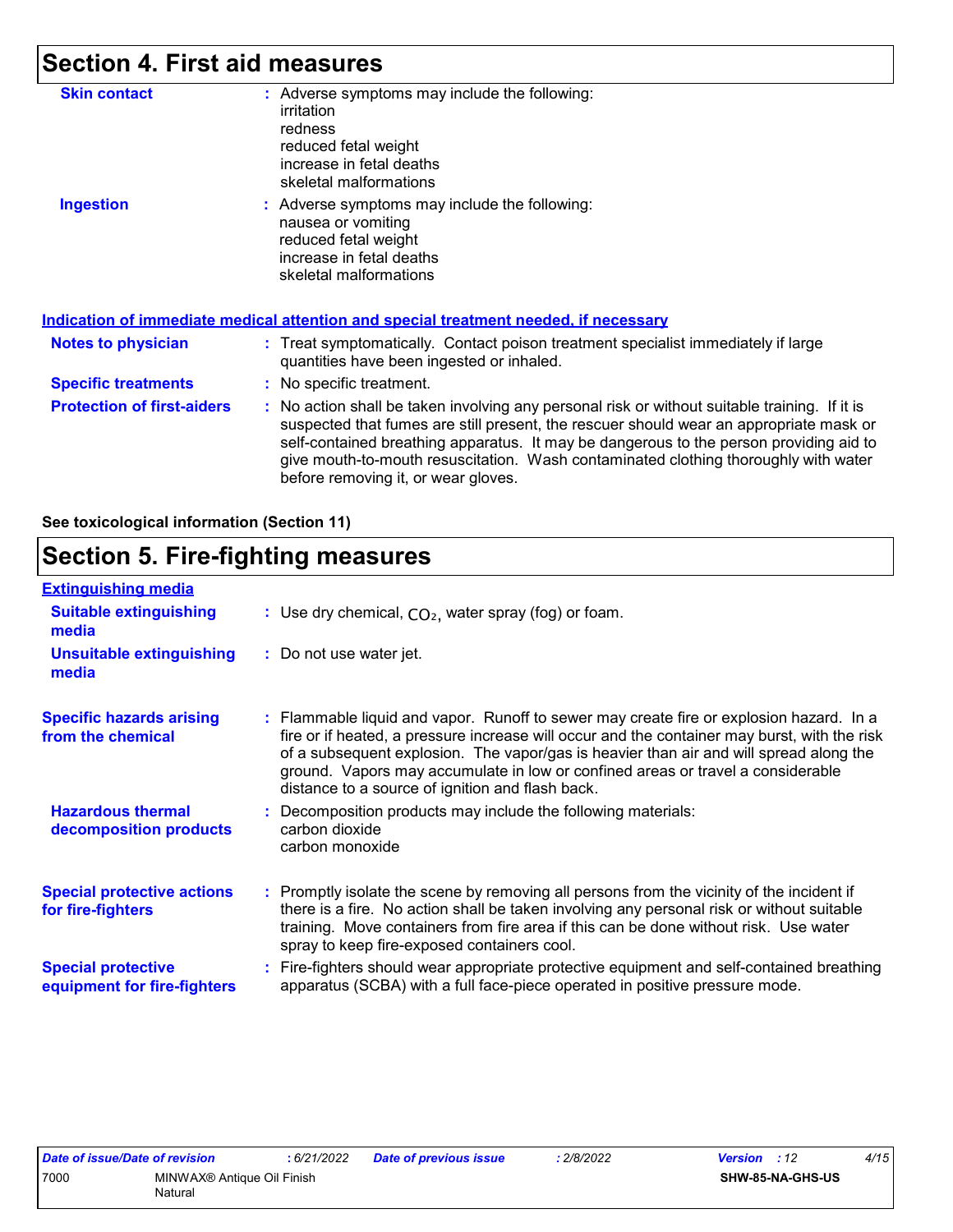## Section 4. First aid measures

**Skin contact** : Adverse symptoms may include the following:
irritation
redness
reduced fetal weight
increase in fetal deaths
skeletal malformations

**Ingestion** : Adverse symptoms may include the following:
nausea or vomiting
reduced fetal weight
increase in fetal deaths
skeletal malformations

### Indication of immediate medical attention and special treatment needed, if necessary

**Notes to physician** : Treat symptomatically. Contact poison treatment specialist immediately if large quantities have been ingested or inhaled.

**Specific treatments** : No specific treatment.

**Protection of first-aiders** : No action shall be taken involving any personal risk or without suitable training. If it is suspected that fumes are still present, the rescuer should wear an appropriate mask or self-contained breathing apparatus. It may be dangerous to the person providing aid to give mouth-to-mouth resuscitation. Wash contaminated clothing thoroughly with water before removing it, or wear gloves.

**See toxicological information (Section 11)**

## Section 5. Fire-fighting measures

### Extinguishing media

**Suitable extinguishing media** : Use dry chemical, $CO_2$, water spray (fog) or foam.

**Unsuitable extinguishing media** : Do not use water jet.

**Specific hazards arising from the chemical** : Flammable liquid and vapor. Runoff to sewer may create fire or explosion hazard. In a fire or if heated, a pressure increase will occur and the container may burst, with the risk of a subsequent explosion. The vapor/gas is heavier than air and will spread along the ground. Vapors may accumulate in low or confined areas or travel a considerable distance to a source of ignition and flash back.

**Hazardous thermal decomposition products** : Decomposition products may include the following materials:
carbon dioxide
carbon monoxide

**Special protective actions for fire-fighters** : Promptly isolate the scene by removing all persons from the vicinity of the incident if there is a fire. No action shall be taken involving any personal risk or without suitable training. Move containers from fire area if this can be done without risk. Use water spray to keep fire-exposed containers cool.

**Special protective equipment for fire-fighters** : Fire-fighters should wear appropriate protective equipment and self-contained breathing apparatus (SCBA) with a full face-piece operated in positive pressure mode.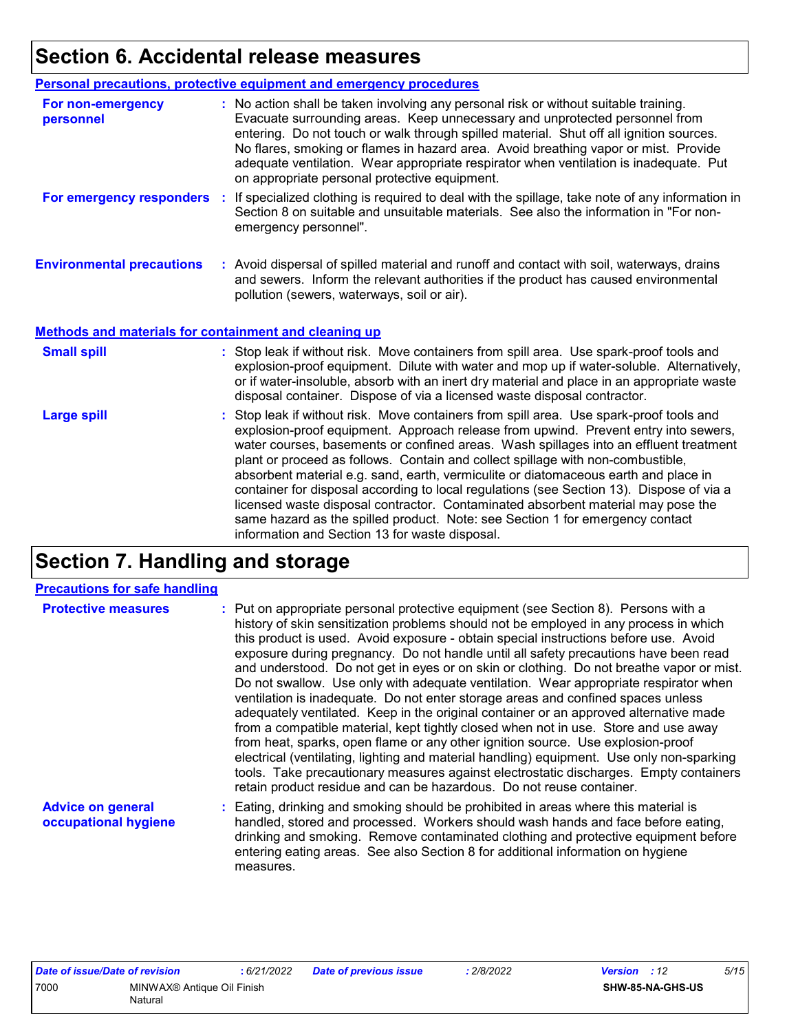# Section 6. Accidental release measures

### Personal precautions, protective equipment and emergency procedures

**For non-emergency personnel** : No action shall be taken involving any personal risk or without suitable training. Evacuate surrounding areas. Keep unnecessary and unprotected personnel from entering. Do not touch or walk through spilled material. Shut off all ignition sources. No flares, smoking or flames in hazard area. Avoid breathing vapor or mist. Provide adequate ventilation. Wear appropriate respirator when ventilation is inadequate. Put on appropriate personal protective equipment.

**For emergency responders** : If specialized clothing is required to deal with the spillage, take note of any information in Section 8 on suitable and unsuitable materials. See also the information in "For non-emergency personnel".

**Environmental precautions** : Avoid dispersal of spilled material and runoff and contact with soil, waterways, drains and sewers. Inform the relevant authorities if the product has caused environmental pollution (sewers, waterways, soil or air).

### Methods and materials for containment and cleaning up

**Small spill** : Stop leak if without risk. Move containers from spill area. Use spark-proof tools and explosion-proof equipment. Dilute with water and mop up if water-soluble. Alternatively, or if water-insoluble, absorb with an inert dry material and place in an appropriate waste disposal container. Dispose of via a licensed waste disposal contractor.

**Large spill** : Stop leak if without risk. Move containers from spill area. Use spark-proof tools and explosion-proof equipment. Approach release from upwind. Prevent entry into sewers, water courses, basements or confined areas. Wash spillages into an effluent treatment plant or proceed as follows. Contain and collect spillage with non-combustible, absorbent material e.g. sand, earth, vermiculite or diatomaceous earth and place in container for disposal according to local regulations (see Section 13). Dispose of via a licensed waste disposal contractor. Contaminated absorbent material may pose the same hazard as the spilled product. Note: see Section 1 for emergency contact information and Section 13 for waste disposal.

# Section 7. Handling and storage

### Precautions for safe handling

**Protective measures** : Put on appropriate personal protective equipment (see Section 8). Persons with a history of skin sensitization problems should not be employed in any process in which this product is used. Avoid exposure - obtain special instructions before use. Avoid exposure during pregnancy. Do not handle until all safety precautions have been read and understood. Do not get in eyes or on skin or clothing. Do not breathe vapor or mist. Do not swallow. Use only with adequate ventilation. Wear appropriate respirator when ventilation is inadequate. Do not enter storage areas and confined spaces unless adequately ventilated. Keep in the original container or an approved alternative made from a compatible material, kept tightly closed when not in use. Store and use away from heat, sparks, open flame or any other ignition source. Use explosion-proof electrical (ventilating, lighting and material handling) equipment. Use only non-sparking tools. Take precautionary measures against electrostatic discharges. Empty containers retain product residue and can be hazardous. Do not reuse container.

**Advice on general occupational hygiene** : Eating, drinking and smoking should be prohibited in areas where this material is handled, stored and processed. Workers should wash hands and face before eating, drinking and smoking. Remove contaminated clothing and protective equipment before entering eating areas. See also Section 8 for additional information on hygiene measures.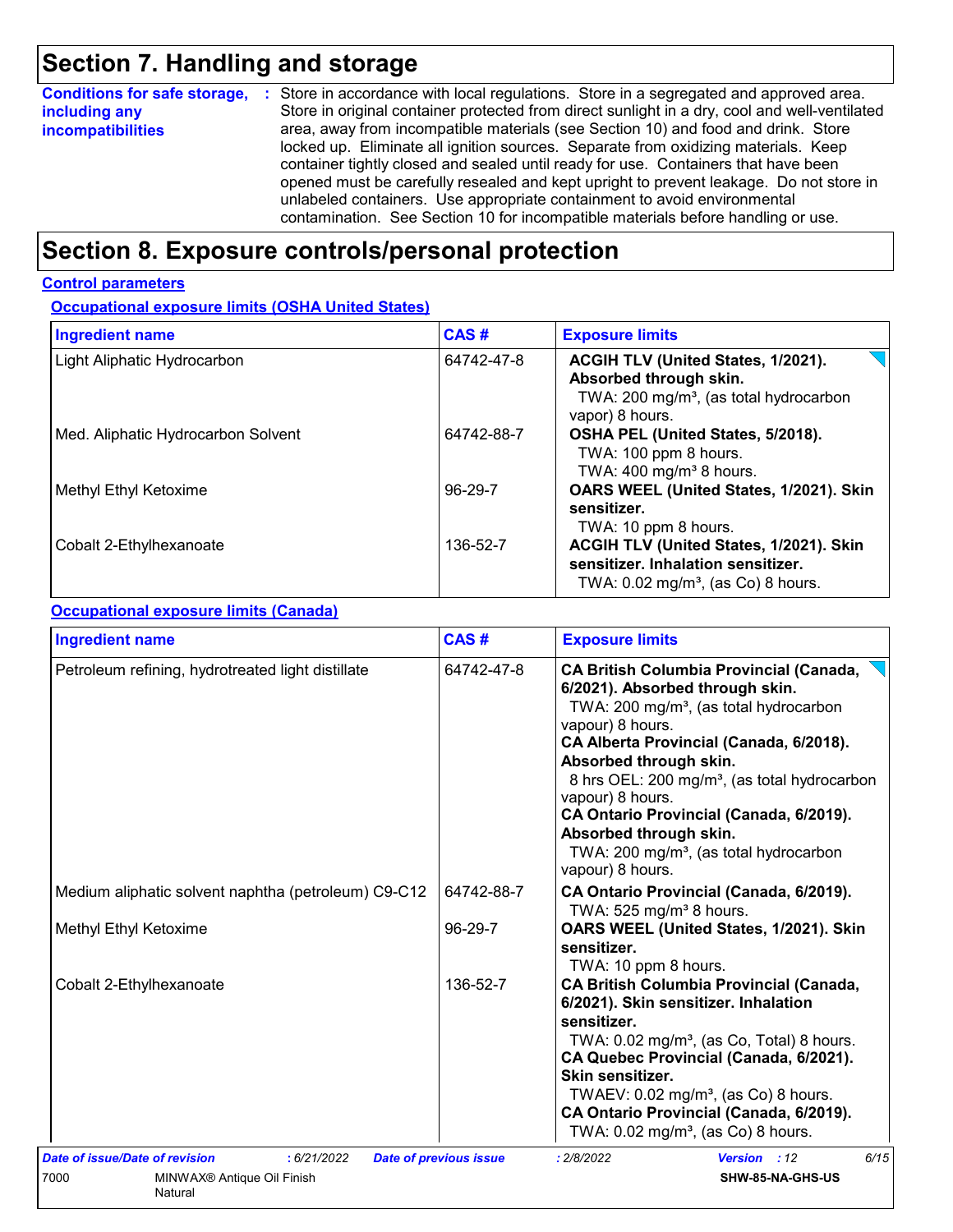# Section 7. Handling and storage

**Conditions for safe storage, including any incompatibilities** : Store in accordance with local regulations. Store in a segregated and approved area. Store in original container protected from direct sunlight in a dry, cool and well-ventilated area, away from incompatible materials (see Section 10) and food and drink. Store locked up. Eliminate all ignition sources. Separate from oxidizing materials. Keep container tightly closed and sealed until ready for use. Containers that have been opened must be carefully resealed and kept upright to prevent leakage. Do not store in unlabeled containers. Use appropriate containment to avoid environmental contamination. See Section 10 for incompatible materials before handling or use.

# Section 8. Exposure controls/personal protection

## Control parameters

### Occupational exposure limits (OSHA United States)

| Ingredient name | CAS # | Exposure limits |
|---|---|---|
| Light Aliphatic Hydrocarbon | 64742-47-8 | **ACGIH TLV (United States, 1/2021). Absorbed through skin.**<br>TWA: 200 mg/m³, (as total hydrocarbon vapor) 8 hours. |
| Med. Aliphatic Hydrocarbon Solvent | 64742-88-7 | **OSHA PEL (United States, 5/2018).**<br>TWA: 100 ppm 8 hours.<br>TWA: 400 mg/m³ 8 hours. |
| Methyl Ethyl Ketoxime | 96-29-7 | **OARS WEEL (United States, 1/2021). Skin sensitizer.**<br>TWA: 10 ppm 8 hours. |
| Cobalt 2-Ethylhexanoate | 136-52-7 | **ACGIH TLV (United States, 1/2021). Skin sensitizer. Inhalation sensitizer.**<br>TWA: 0.02 mg/m³, (as Co) 8 hours. |

### Occupational exposure limits (Canada)

| Ingredient name | CAS # | Exposure limits |
|---|---|---|
| Petroleum refining, hydrotreated light distillate | 64742-47-8 | **CA British Columbia Provincial (Canada, 6/2021). Absorbed through skin.**<br>TWA: 200 mg/m³, (as total hydrocarbon vapour) 8 hours.<br>**CA Alberta Provincial (Canada, 6/2018). Absorbed through skin.**<br>8 hrs OEL: 200 mg/m³, (as total hydrocarbon vapour) 8 hours.<br>**CA Ontario Provincial (Canada, 6/2019). Absorbed through skin.**<br>TWA: 200 mg/m³, (as total hydrocarbon vapour) 8 hours. |
| Medium aliphatic solvent naphtha (petroleum) C9-C12 | 64742-88-7 | **CA Ontario Provincial (Canada, 6/2019).**<br>TWA: 525 mg/m³ 8 hours. |
| Methyl Ethyl Ketoxime | 96-29-7 | **OARS WEEL (United States, 1/2021). Skin sensitizer.**<br>TWA: 10 ppm 8 hours. |
| Cobalt 2-Ethylhexanoate | 136-52-7 | **CA British Columbia Provincial (Canada, 6/2021). Skin sensitizer. Inhalation sensitizer.**<br>TWA: 0.02 mg/m³, (as Co, Total) 8 hours.<br>**CA Quebec Provincial (Canada, 6/2021). Skin sensitizer.**<br>TWAEV: 0.02 mg/m³, (as Co) 8 hours.<br>**CA Ontario Provincial (Canada, 6/2019).**<br>TWA: 0.02 mg/m³, (as Co) 8 hours. |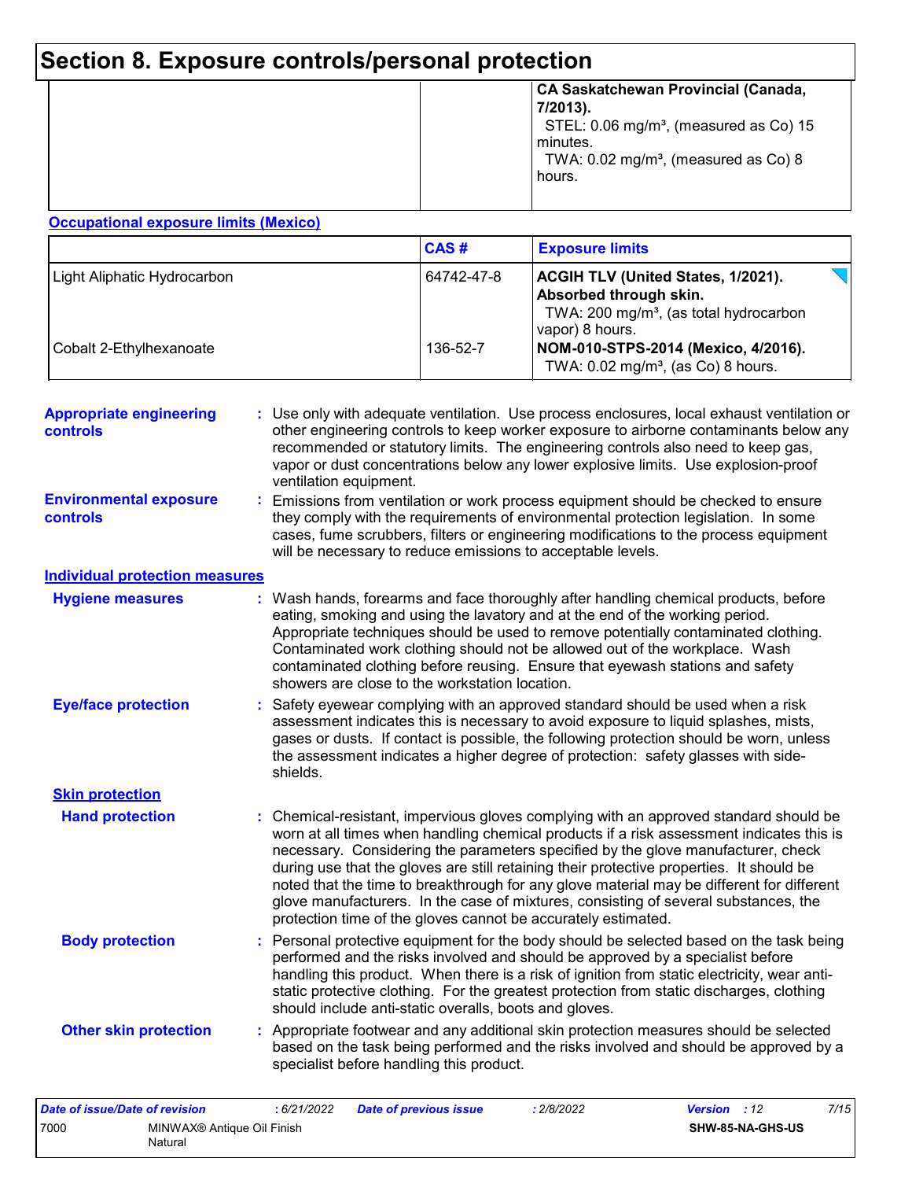# Section 8. Exposure controls/personal protection

| | | |
|---|---|---|
| | | **CA Saskatchewan Provincial (Canada, 7/2013).** STEL: 0.06 mg/m³, (measured as Co) 15 minutes. TWA: 0.02 mg/m³, (measured as Co) 8 hours. |

**Occupational exposure limits (Mexico)**

| | CAS # | Exposure limits |
|---|---|---|
| Light Aliphatic Hydrocarbon | 64742-47-8 | **ACGIH TLV (United States, 1/2021). Absorbed through skin.** TWA: 200 mg/m³, (as total hydrocarbon vapor) 8 hours. |
| Cobalt 2-Ethylhexanoate | 136-52-7 | **NOM-010-STPS-2014 (Mexico, 4/2016).** TWA: 0.02 mg/m³, (as Co) 8 hours. |

**Appropriate engineering controls** : Use only with adequate ventilation. Use process enclosures, local exhaust ventilation or other engineering controls to keep worker exposure to airborne contaminants below any recommended or statutory limits. The engineering controls also need to keep gas, vapor or dust concentrations below any lower explosive limits. Use explosion-proof ventilation equipment.

**Environmental exposure controls** : Emissions from ventilation or work process equipment should be checked to ensure they comply with the requirements of environmental protection legislation. In some cases, fume scrubbers, filters or engineering modifications to the process equipment will be necessary to reduce emissions to acceptable levels.

**Individual protection measures**

**Hygiene measures** : Wash hands, forearms and face thoroughly after handling chemical products, before eating, smoking and using the lavatory and at the end of the working period. Appropriate techniques should be used to remove potentially contaminated clothing. Contaminated work clothing should not be allowed out of the workplace. Wash contaminated clothing before reusing. Ensure that eyewash stations and safety showers are close to the workstation location.

**Eye/face protection** : Safety eyewear complying with an approved standard should be used when a risk assessment indicates this is necessary to avoid exposure to liquid splashes, mists, gases or dusts. If contact is possible, the following protection should be worn, unless the assessment indicates a higher degree of protection: safety glasses with side-shields.

**Skin protection**

**Hand protection** : Chemical-resistant, impervious gloves complying with an approved standard should be worn at all times when handling chemical products if a risk assessment indicates this is necessary. Considering the parameters specified by the glove manufacturer, check during use that the gloves are still retaining their protective properties. It should be noted that the time to breakthrough for any glove material may be different for different glove manufacturers. In the case of mixtures, consisting of several substances, the protection time of the gloves cannot be accurately estimated.

**Body protection** : Personal protective equipment for the body should be selected based on the task being performed and the risks involved and should be approved by a specialist before handling this product. When there is a risk of ignition from static electricity, wear anti-static protective clothing. For the greatest protection from static discharges, clothing should include anti-static overalls, boots and gloves.

**Other skin protection** : Appropriate footwear and any additional skin protection measures should be selected based on the task being performed and the risks involved and should be approved by a specialist before handling this product.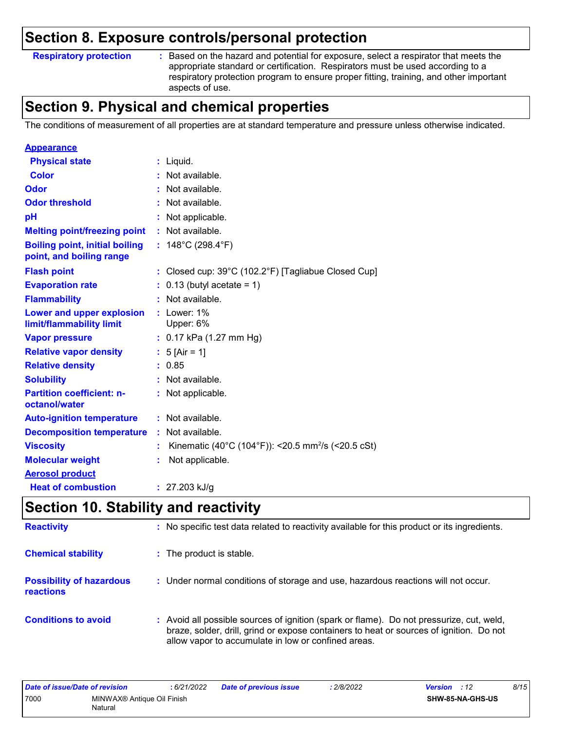## Section 8. Exposure controls/personal protection

**Respiratory protection** : Based on the hazard and potential for exposure, select a respirator that meets the appropriate standard or certification. Respirators must be used according to a respiratory protection program to ensure proper fitting, training, and other important aspects of use.

## Section 9. Physical and chemical properties

The conditions of measurement of all properties are at standard temperature and pressure unless otherwise indicated.

**Appearance**

| | |
|---|---|
| **Physical state** | : Liquid. |
| **Color** | : Not available. |
| **Odor** | : Not available. |
| **Odor threshold** | : Not available. |
| **pH** | : Not applicable. |
| **Melting point/freezing point** | : Not available. |
| **Boiling point, initial boiling point, and boiling range** | : 148°C (298.4°F) |
| **Flash point** | : Closed cup: 39°C (102.2°F) [Tagliabue Closed Cup] |
| **Evaporation rate** | : 0.13 (butyl acetate = 1) |
| **Flammability** | : Not available. |
| **Lower and upper explosion limit/flammability limit** | : Lower: 1%<br>Upper: 6% |
| **Vapor pressure** | : 0.17 kPa (1.27 mm Hg) |
| **Relative vapor density** | : 5 [Air = 1] |
| **Relative density** | : 0.85 |
| **Solubility** | : Not available. |
| **Partition coefficient: n-octanol/water** | : Not applicable. |
| **Auto-ignition temperature** | : Not available. |
| **Decomposition temperature** | : Not available. |
| **Viscosity** | : Kinematic (40°C (104°F)): <20.5 $mm^2/s$ (<20.5 cSt) |
| **Molecular weight** | : Not applicable. |

**Aerosol product**

| | |
|---|---|
| **Heat of combustion** | : 27.203 kJ/g |

## Section 10. Stability and reactivity

| | |
|---|---|
| **Reactivity** | : No specific test data related to reactivity available for this product or its ingredients. |
| **Chemical stability** | : The product is stable. |
| **Possibility of hazardous reactions** | : Under normal conditions of storage and use, hazardous reactions will not occur. |
| **Conditions to avoid** | : Avoid all possible sources of ignition (spark or flame). Do not pressurize, cut, weld, braze, solder, drill, grind or expose containers to heat or sources of ignition. Do not allow vapor to accumulate in low or confined areas. |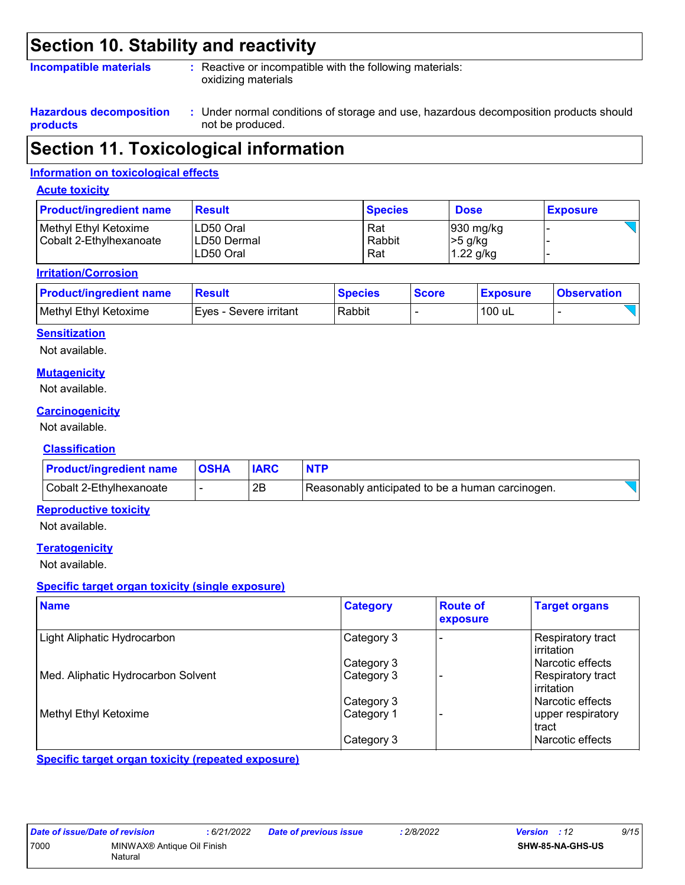## Section 10. Stability and reactivity

**Incompatible materials** : Reactive or incompatible with the following materials: oxidizing materials

**Hazardous decomposition products** : Under normal conditions of storage and use, hazardous decomposition products should not be produced.

## Section 11. Toxicological information

### Information on toxicological effects

#### Acute toxicity

| Product/ingredient name | Result | Species | Dose | Exposure |
|---|---|---|---|---|
| Methyl Ethyl Ketoxime | LD50 Oral | Rat | 930 mg/kg | - |
| Cobalt 2-Ethylhexanoate | LD50 Dermal | Rabbit | >5 g/kg | - |
| | LD50 Oral | Rat | 1.22 g/kg | - |

#### Irritation/Corrosion

| Product/ingredient name | Result | Species | Score | Exposure | Observation |
|---|---|---|---|---|---|
| Methyl Ethyl Ketoxime | Eyes - Severe irritant | Rabbit | - | 100 uL | - |

#### Sensitization

Not available.

#### Mutagenicity

Not available.

#### Carcinogenicity

Not available.

#### Classification

| Product/ingredient name | OSHA | IARC | NTP |
|---|---|---|---|
| Cobalt 2-Ethylhexanoate | - | 2B | Reasonably anticipated to be a human carcinogen. |

#### Reproductive toxicity

Not available.

#### Teratogenicity

Not available.

#### Specific target organ toxicity (single exposure)

| Name | Category | Route of exposure | Target organs |
|---|---|---|---|
| Light Aliphatic Hydrocarbon | Category 3 | - | Respiratory tract irritation |
| | Category 3 | | Narcotic effects |
| Med. Aliphatic Hydrocarbon Solvent | Category 3 | - | Respiratory tract irritation |
| | Category 3 | | Narcotic effects |
| Methyl Ethyl Ketoxime | Category 1 | - | upper respiratory tract |
| | Category 3 | | Narcotic effects |

#### Specific target organ toxicity (repeated exposure)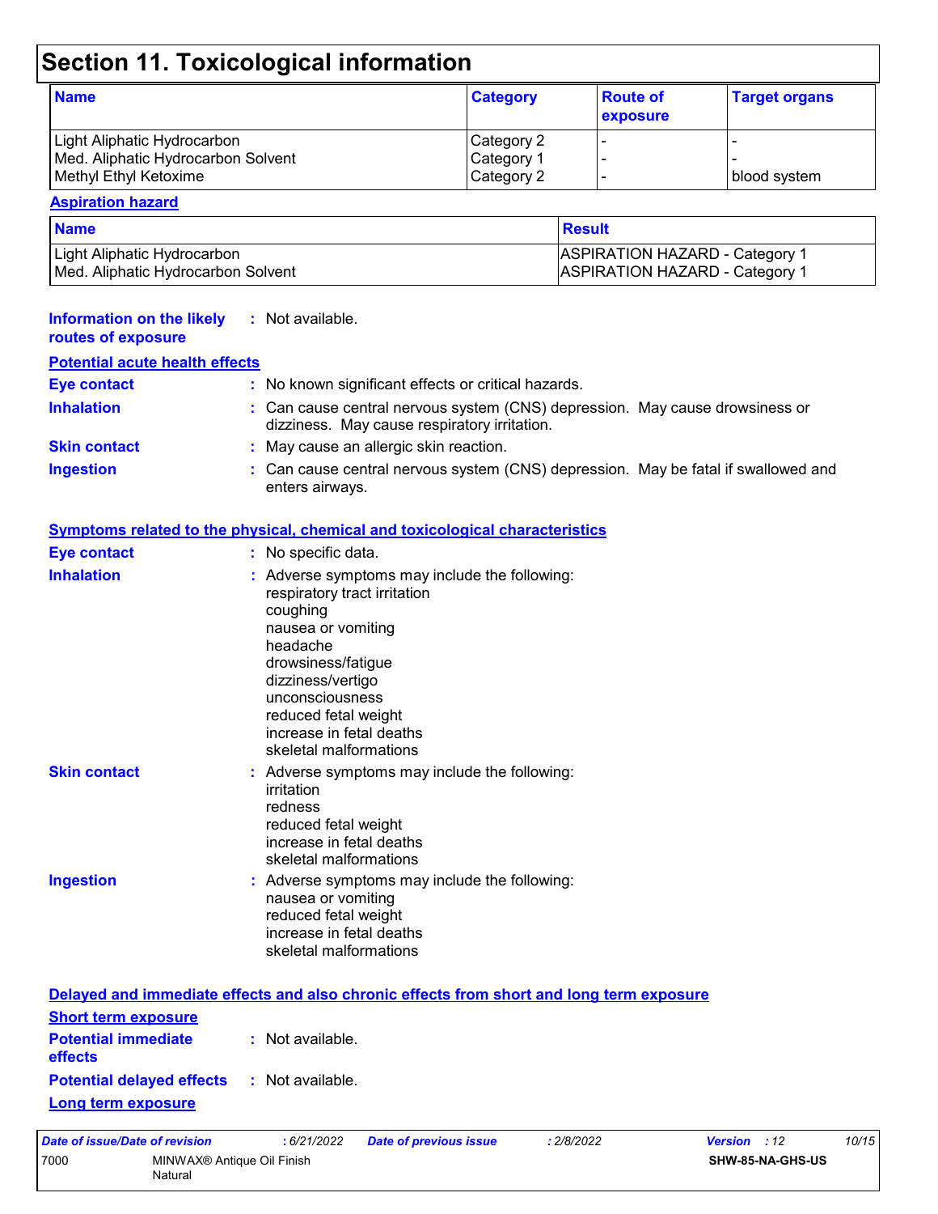## Section 11. Toxicological information

| Name | Category | Route of exposure | Target organs |
|---|---|---|---|
| Light Aliphatic Hydrocarbon | Category 2 | - | - |
| Med. Aliphatic Hydrocarbon Solvent | Category 1 | - | - |
| Methyl Ethyl Ketoxime | Category 2 | - | blood system |

**Aspiration hazard**

| Name | Result |
|---|---|
| Light Aliphatic Hydrocarbon | ASPIRATION HAZARD - Category 1 |
| Med. Aliphatic Hydrocarbon Solvent | ASPIRATION HAZARD - Category 1 |

**Information on the likely routes of exposure** : Not available.

**Potential acute health effects**

**Eye contact** : No known significant effects or critical hazards.

**Inhalation** : Can cause central nervous system (CNS) depression. May cause drowsiness or dizziness. May cause respiratory irritation.

**Skin contact** : May cause an allergic skin reaction.

**Ingestion** : Can cause central nervous system (CNS) depression. May be fatal if swallowed and enters airways.

**Symptoms related to the physical, chemical and toxicological characteristics**

**Eye contact** : No specific data.

**Inhalation** : Adverse symptoms may include the following:
respiratory tract irritation
coughing
nausea or vomiting
headache
drowsiness/fatigue
dizziness/vertigo
unconsciousness
reduced fetal weight
increase in fetal deaths
skeletal malformations

**Skin contact** : Adverse symptoms may include the following:
irritation
redness
reduced fetal weight
increase in fetal deaths
skeletal malformations

**Ingestion** : Adverse symptoms may include the following:
nausea or vomiting
reduced fetal weight
increase in fetal deaths
skeletal malformations

**Delayed and immediate effects and also chronic effects from short and long term exposure**

**Short term exposure**

**Potential immediate effects** : Not available.

**Potential delayed effects** : Not available.

**Long term exposure**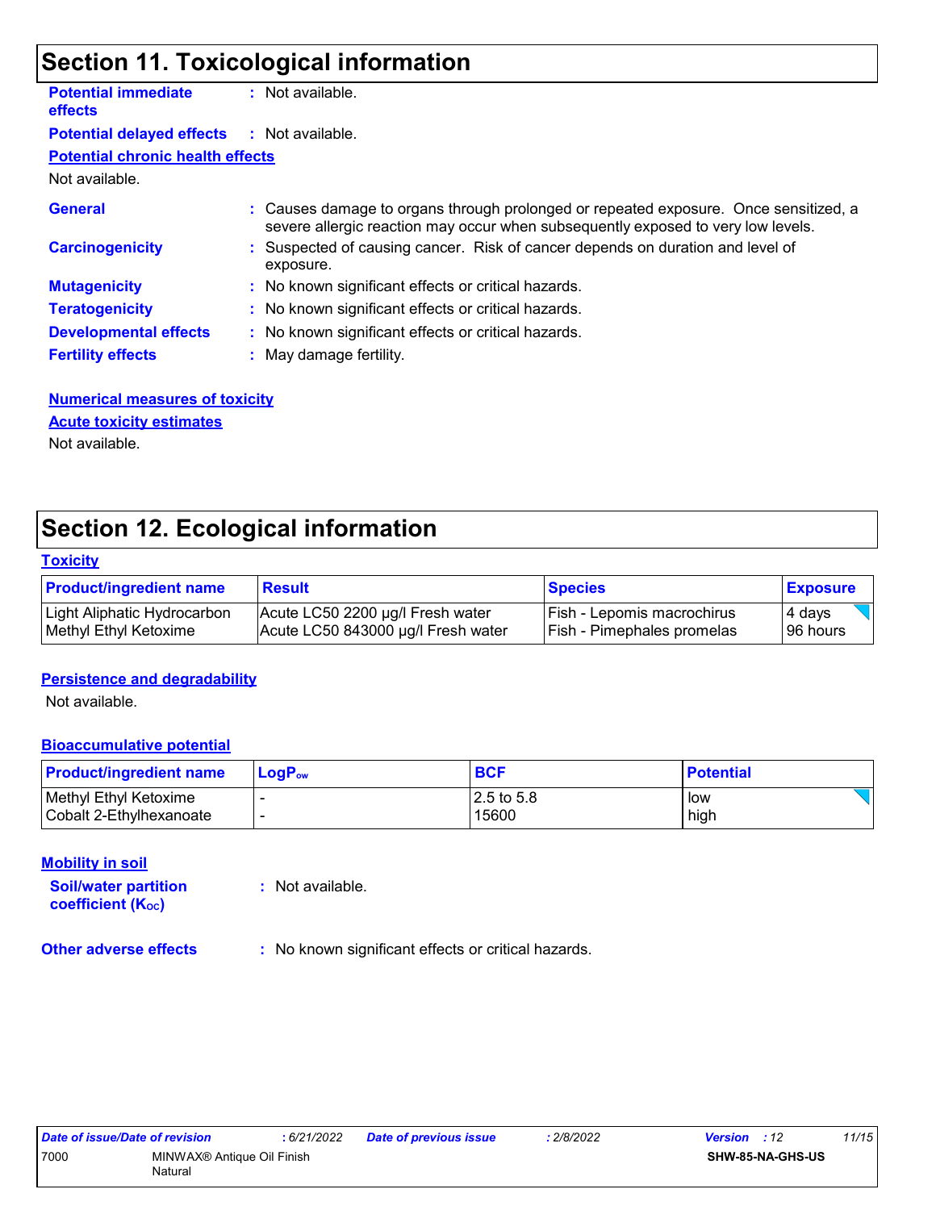## Section 11. Toxicological information

**Potential immediate effects** : Not available.

**Potential delayed effects** : Not available.

**Potential chronic health effects**

Not available.

**General** : Causes damage to organs through prolonged or repeated exposure. Once sensitized, a severe allergic reaction may occur when subsequently exposed to very low levels.

**Carcinogenicity** : Suspected of causing cancer. Risk of cancer depends on duration and level of exposure.

**Mutagenicity** : No known significant effects or critical hazards.

**Teratogenicity** : No known significant effects or critical hazards.

**Developmental effects** : No known significant effects or critical hazards.

**Fertility effects** : May damage fertility.

**Numerical measures of toxicity**

**Acute toxicity estimates**

Not available.

## Section 12. Ecological information

**Toxicity**

| Product/ingredient name | Result | Species | Exposure |
|---|---|---|---|
| Light Aliphatic Hydrocarbon | Acute LC50 2200 µg/l Fresh water | Fish - Lepomis macrochirus | 4 days |
| Methyl Ethyl Ketoxime | Acute LC50 843000 µg/l Fresh water | Fish - Pimephales promelas | 96 hours |

**Persistence and degradability**

Not available.

**Bioaccumulative potential**

| Product/ingredient name | $LogP_{ow}$ | BCF | Potential |
|---|---|---|---|
| Methyl Ethyl Ketoxime | - | 2.5 to 5.8 | low |
| Cobalt 2-Ethylhexanoate | - | 15600 | high |

**Mobility in soil**

**Soil/water partition coefficient ($K_{OC}$)** : Not available.

**Other adverse effects** : No known significant effects or critical hazards.

| Date of issue/Date of revision | : 6/21/2022 | Date of previous issue | : 2/8/2022 | Version : 12 |
|---|---|---|---|---|
| 7000 | MINWAX® Antique Oil Finish Natural | | | SHW-85-NA-GHS-US |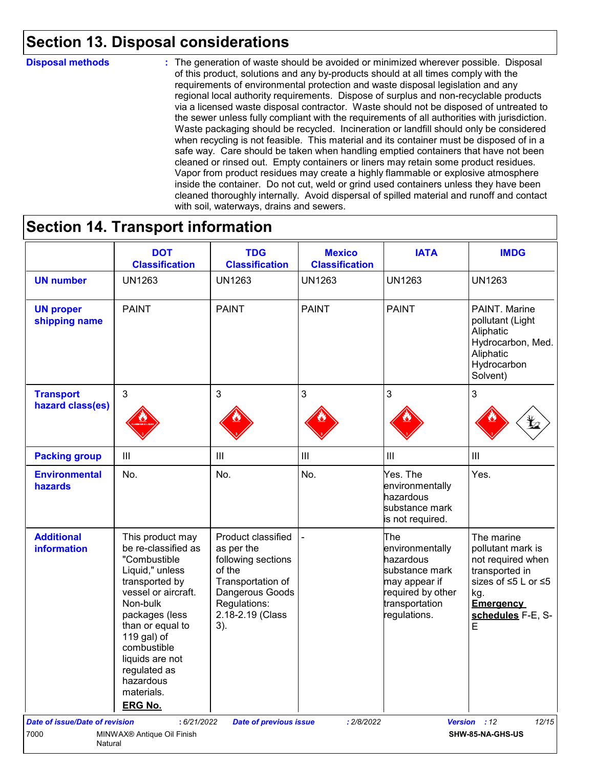## Section 13. Disposal considerations

**Disposal methods** : The generation of waste should be avoided or minimized wherever possible. Disposal of this product, solutions and any by-products should at all times comply with the requirements of environmental protection and waste disposal legislation and any regional local authority requirements. Dispose of surplus and non-recyclable products via a licensed waste disposal contractor. Waste should not be disposed of untreated to the sewer unless fully compliant with the requirements of all authorities with jurisdiction. Waste packaging should be recycled. Incineration or landfill should only be considered when recycling is not feasible. This material and its container must be disposed of in a safe way. Care should be taken when handling emptied containers that have not been cleaned or rinsed out. Empty containers or liners may retain some product residues. Vapor from product residues may create a highly flammable or explosive atmosphere inside the container. Do not cut, weld or grind used containers unless they have been cleaned thoroughly internally. Avoid dispersal of spilled material and runoff and contact with soil, waterways, drains and sewers.

## Section 14. Transport information

| | DOT Classification | TDG Classification | Mexico Classification | IATA | IMDG |
|---|---|---|---|---|---|
| **UN number** | UN1263 | UN1263 | UN1263 | UN1263 | UN1263 |
| **UN proper shipping name** | PAINT | PAINT | PAINT | PAINT | PAINT. Marine pollutant (Light Aliphatic Hydrocarbon, Med. Aliphatic Hydrocarbon Solvent) |
| **Transport hazard class(es)** | 3 | 3 | 3 | 3 | 3 |
| **Packing group** | III | III | III | III | III |
| **Environmental hazards** | No. | No. | No. | Yes. The environmentally hazardous substance mark is not required. | Yes. |
| **Additional information** | This product may be re-classified as "Combustible Liquid," unless transported by vessel or aircraft. Non-bulk packages (less than or equal to 119 gal) of combustible liquids are not regulated as hazardous materials. **ERG No.** | Product classified as per the following sections of the Transportation of Dangerous Goods Regulations: 2.18-2.19 (Class 3). | - | The environmentally hazardous substance mark may appear if required by other transportation regulations. | The marine pollutant mark is not required when transported in sizes of ≤5 L or ≤5 kg. **Emergency schedules** F-E, S-E |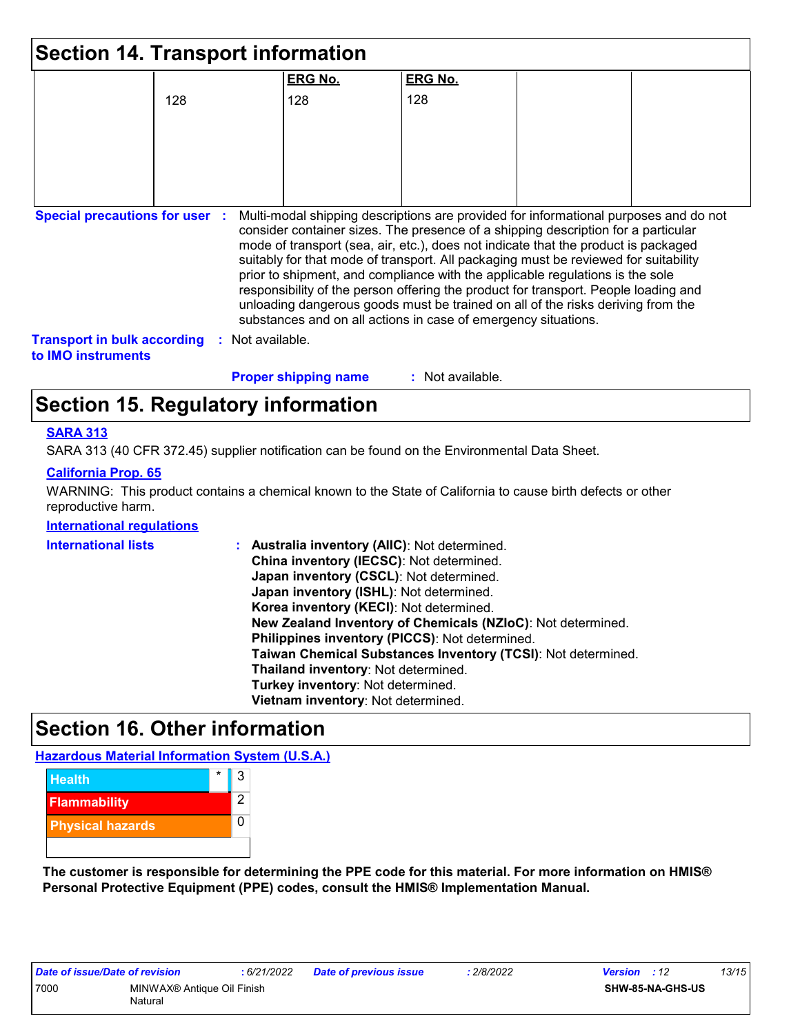## Section 14. Transport information

| | | ERG No. | ERG No. | | |
|---|---|---|---|---|---|
| | 128 | 128 | 128 | | |

**Special precautions for user** : Multi-modal shipping descriptions are provided for informational purposes and do not consider container sizes. The presence of a shipping description for a particular mode of transport (sea, air, etc.), does not indicate that the product is packaged suitably for that mode of transport. All packaging must be reviewed for suitability prior to shipment, and compliance with the applicable regulations is the sole responsibility of the person offering the product for transport. People loading and unloading dangerous goods must be trained on all of the risks deriving from the substances and on all actions in case of emergency situations.

**Transport in bulk according to IMO instruments** : Not available.

**Proper shipping name** : Not available.

## Section 15. Regulatory information

**SARA 313**

SARA 313 (40 CFR 372.45) supplier notification can be found on the Environmental Data Sheet.

**California Prop. 65**

WARNING: This product contains a chemical known to the State of California to cause birth defects or other reproductive harm.

**International regulations**

**International lists** :
**Australia inventory (AIIC)**: Not determined.
**China inventory (IECSC)**: Not determined.
**Japan inventory (CSCL)**: Not determined.
**Japan inventory (ISHL)**: Not determined.
**Korea inventory (KECI)**: Not determined.
**New Zealand Inventory of Chemicals (NZIoC)**: Not determined.
**Philippines inventory (PICCS)**: Not determined.
**Taiwan Chemical Substances Inventory (TCSI)**: Not determined.
**Thailand inventory**: Not determined.
**Turkey inventory**: Not determined.
**Vietnam inventory**: Not determined.

## Section 16. Other information

**Hazardous Material Information System (U.S.A.)**

| Category | Rating |
|---|---|
| Health * | 3 |
| Flammability | 2 |
| Physical hazards | 0 |
| | |

**The customer is responsible for determining the PPE code for this material. For more information on HMIS® Personal Protective Equipment (PPE) codes, consult the HMIS® Implementation Manual.**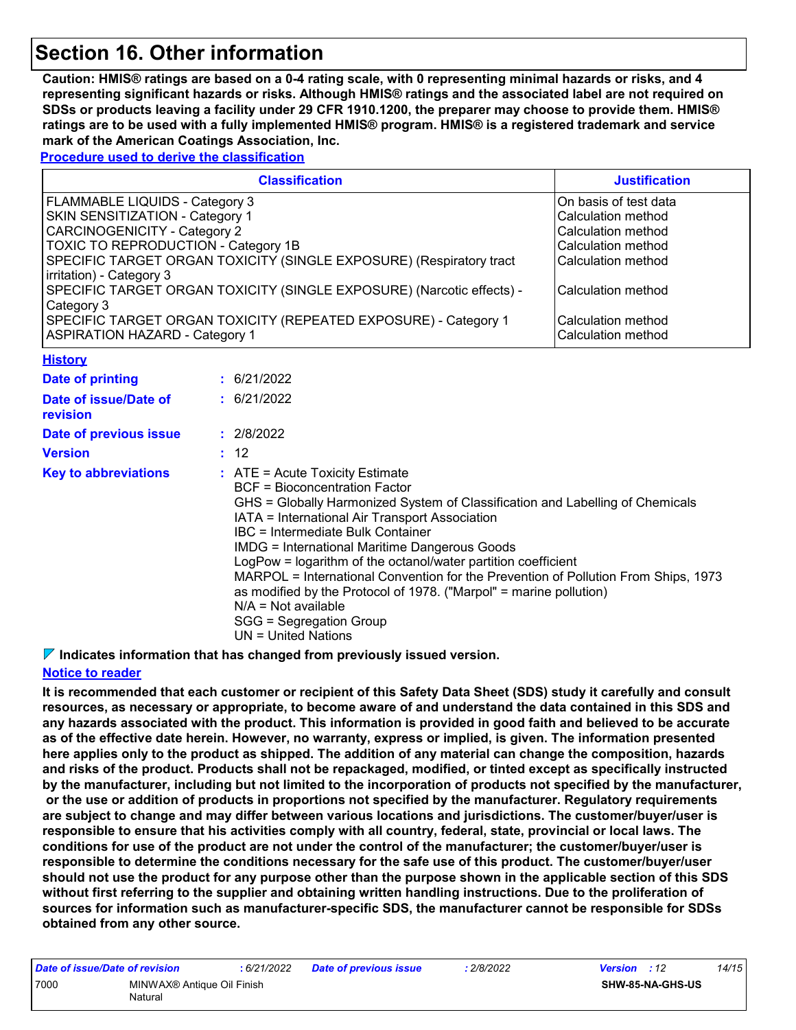# Section 16. Other information

**Caution: HMIS® ratings are based on a 0-4 rating scale, with 0 representing minimal hazards or risks, and 4 representing significant hazards or risks. Although HMIS® ratings and the associated label are not required on SDSs or products leaving a facility under 29 CFR 1910.1200, the preparer may choose to provide them. HMIS® ratings are to be used with a fully implemented HMIS® program. HMIS® is a registered trademark and service mark of the American Coatings Association, Inc.**

**Procedure used to derive the classification**

| Classification | Justification |
|---|---|
| FLAMMABLE LIQUIDS - Category 3 | On basis of test data |
| SKIN SENSITIZATION - Category 1 | Calculation method |
| CARCINOGENICITY - Category 2 | Calculation method |
| TOXIC TO REPRODUCTION - Category 1B | Calculation method |
| SPECIFIC TARGET ORGAN TOXICITY (SINGLE EXPOSURE) (Respiratory tract irritation) - Category 3 | Calculation method |
| SPECIFIC TARGET ORGAN TOXICITY (SINGLE EXPOSURE) (Narcotic effects) - Category 3 | Calculation method |
| SPECIFIC TARGET ORGAN TOXICITY (REPEATED EXPOSURE) - Category 1 | Calculation method |
| ASPIRATION HAZARD - Category 1 | Calculation method |

**History**

**Date of printing** : 6/21/2022

**Date of issue/Date of revision** : 6/21/2022

**Date of previous issue** : 2/8/2022

**Version** : 12

**Key to abbreviations** :
ATE = Acute Toxicity Estimate
BCF = Bioconcentration Factor
GHS = Globally Harmonized System of Classification and Labelling of Chemicals
IATA = International Air Transport Association
IBC = Intermediate Bulk Container
IMDG = International Maritime Dangerous Goods
LogPow = logarithm of the octanol/water partition coefficient
MARPOL = International Convention for the Prevention of Pollution From Ships, 1973 as modified by the Protocol of 1978. ("Marpol" = marine pollution)
N/A = Not available
SGG = Segregation Group
UN = United Nations

**Indicates information that has changed from previously issued version.**

**Notice to reader**

**It is recommended that each customer or recipient of this Safety Data Sheet (SDS) study it carefully and consult resources, as necessary or appropriate, to become aware of and understand the data contained in this SDS and any hazards associated with the product. This information is provided in good faith and believed to be accurate as of the effective date herein. However, no warranty, express or implied, is given. The information presented here applies only to the product as shipped. The addition of any material can change the composition, hazards and risks of the product. Products shall not be repackaged, modified, or tinted except as specifically instructed by the manufacturer, including but not limited to the incorporation of products not specified by the manufacturer, or the use or addition of products in proportions not specified by the manufacturer. Regulatory requirements are subject to change and may differ between various locations and jurisdictions. The customer/buyer/user is responsible to ensure that his activities comply with all country, federal, state, provincial or local laws. The conditions for use of the product are not under the control of the manufacturer; the customer/buyer/user is responsible to determine the conditions necessary for the safe use of this product. The customer/buyer/user should not use the product for any purpose other than the purpose shown in the applicable section of this SDS without first referring to the supplier and obtaining written handling instructions. Due to the proliferation of sources for information such as manufacturer-specific SDS, the manufacturer cannot be responsible for SDSs obtained from any other source.**